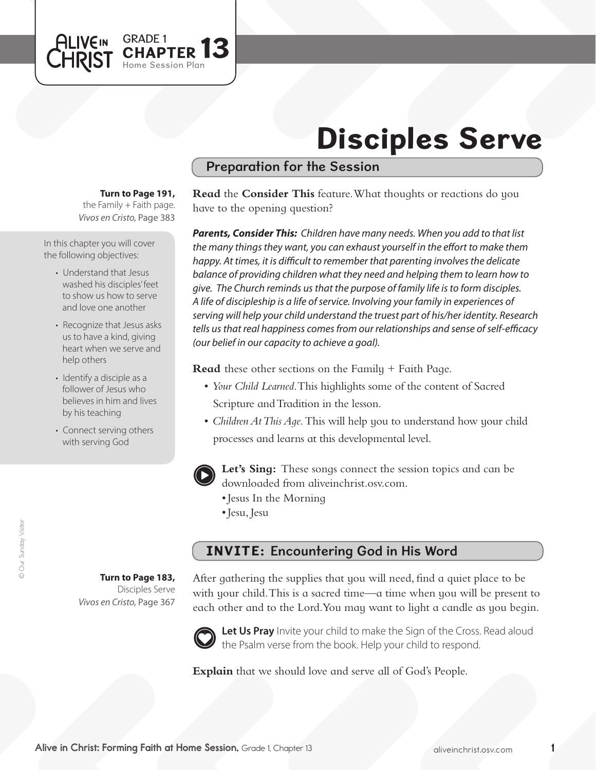GRADE 1 **CHAPTER 13**
Home Session Plan

# Disciples Serve

## Preparation for the Session

**Turn to Page 191,** the Family + Faith page. *Vivos en Cristo,* Page 383

In this chapter you will cover the following objectives:

- Understand that Jesus washed his disciples' feet to show us how to serve and love one another
- Recognize that Jesus asks us to have a kind, giving heart when we serve and help others
- Identify a disciple as a follower of Jesus who believes in him and lives by his teaching
- Connect serving others with serving God

**Read** the **Consider This** feature. What thoughts or reactions do you have to the opening question?

***Parents, Consider This:*** *Children have many needs. When you add to that list the many things they want, you can exhaust yourself in the effort to make them happy. At times, it is difficult to remember that parenting involves the delicate balance of providing children what they need and helping them to learn how to give. The Church reminds us that the purpose of family life is to form disciples. A life of discipleship is a life of service. Involving your family in experiences of serving will help your child understand the truest part of his/her identity. Research tells us that real happiness comes from our relationships and sense of self-efficacy (our belief in our capacity to achieve a goal).*

**Read** these other sections on the Family + Faith Page.

- *Your Child Learned.* This highlights some of the content of Sacred Scripture and Tradition in the lesson.
- *Children At This Age.* This will help you to understand how your child processes and learns at this developmental level.

**Let's Sing:** These songs connect the session topics and can be downloaded from aliveinchrist.osv.com.

- Jesus In the Morning
- Jesu, Jesu

## INVITE: Encountering God in His Word

**Turn to Page 183,** Disciples Serve *Vivos en Cristo,* Page 367

After gathering the supplies that you will need, find a quiet place to be with your child. This is a sacred time—a time when you will be present to each other and to the Lord. You may want to light a candle as you begin.

**Let Us Pray** Invite your child to make the Sign of the Cross. Read aloud the Psalm verse from the book. Help your child to respond.

**Explain** that we should love and serve all of God's People.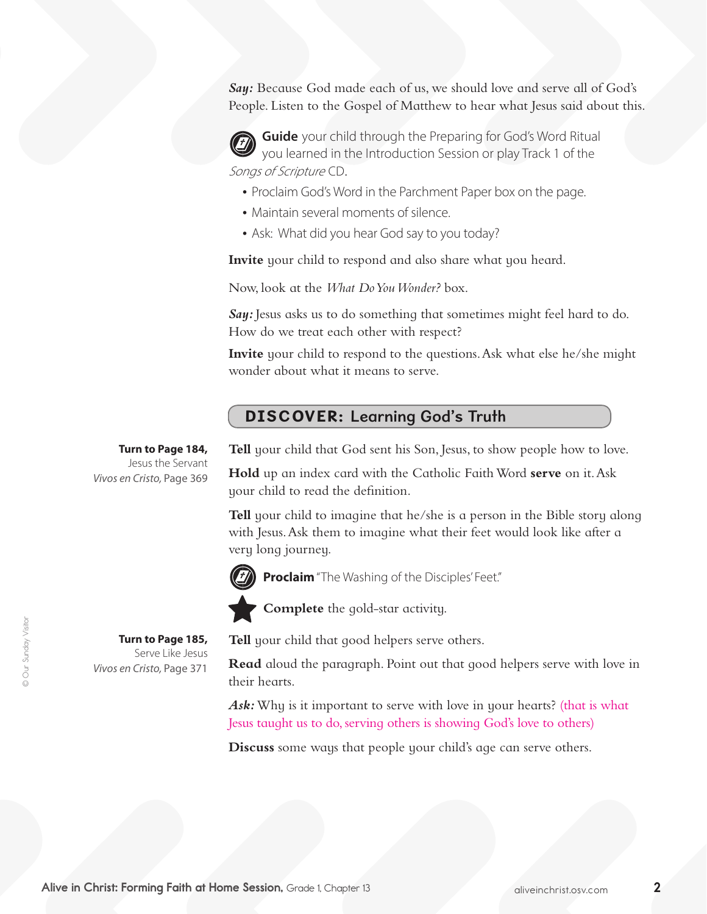***Say:*** Because God made each of us, we should love and serve all of God's People. Listen to the Gospel of Matthew to hear what Jesus said about this.

**Guide** your child through the Preparing for God's Word Ritual you learned in the Introduction Session or play Track 1 of the *Songs of Scripture* CD.

- Proclaim God's Word in the Parchment Paper box on the page.
- Maintain several moments of silence.
- Ask: What did you hear God say to you today?

**Invite** your child to respond and also share what you heard.

Now, look at the *What Do You Wonder?* box.

***Say:*** Jesus asks us to do something that sometimes might feel hard to do. How do we treat each other with respect?

**Invite** your child to respond to the questions. Ask what else he/she might wonder about what it means to serve.

## DISCOVER: Learning God's Truth

**Turn to Page 184,**
Jesus the Servant
*Vivos en Cristo,* Page 369

**Tell** your child that God sent his Son, Jesus, to show people how to love.

**Hold** up an index card with the Catholic Faith Word **serve** on it. Ask your child to read the definition.

**Tell** your child to imagine that he/she is a person in the Bible story along with Jesus. Ask them to imagine what their feet would look like after a very long journey.

**Proclaim** "The Washing of the Disciples' Feet."

**Complete** the gold-star activity.

**Turn to Page 185,**
Serve Like Jesus
*Vivos en Cristo,* Page 371

**Tell** your child that good helpers serve others.

**Read** aloud the paragraph. Point out that good helpers serve with love in their hearts.

***Ask:*** Why is it important to serve with love in your hearts? (that is what Jesus taught us to do, serving others is showing God's love to others)

**Discuss** some ways that people your child's age can serve others.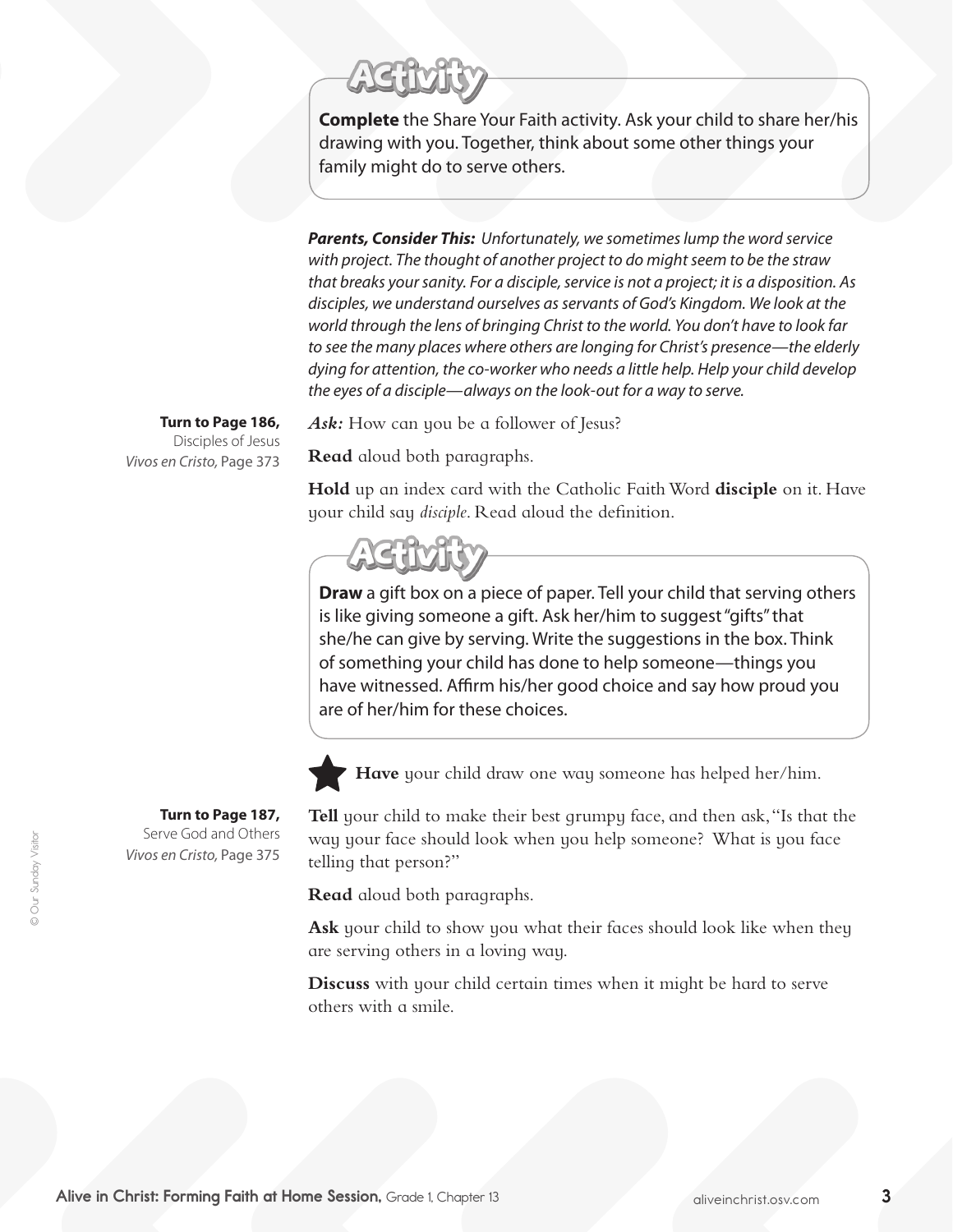## Activity

**Complete** the Share Your Faith activity. Ask your child to share her/his drawing with you. Together, think about some other things your family might do to serve others.

***Parents, Consider This:*** *Unfortunately, we sometimes lump the word service with project. The thought of another project to do might seem to be the straw that breaks your sanity. For a disciple, service is not a project; it is a disposition. As disciples, we understand ourselves as servants of God's Kingdom. We look at the world through the lens of bringing Christ to the world. You don't have to look far to see the many places where others are longing for Christ's presence—the elderly dying for attention, the co-worker who needs a little help. Help your child develop the eyes of a disciple—always on the look-out for a way to serve.*

**Turn to Page 186,**
Disciples of Jesus
*Vivos en Cristo,* Page 373

***Ask:*** How can you be a follower of Jesus?

**Read** aloud both paragraphs.

**Hold** up an index card with the Catholic Faith Word **disciple** on it. Have your child say *disciple*. Read aloud the definition.

## Activity

**Draw** a gift box on a piece of paper. Tell your child that serving others is like giving someone a gift. Ask her/him to suggest "gifts" that she/he can give by serving. Write the suggestions in the box. Think of something your child has done to help someone—things you have witnessed. Affirm his/her good choice and say how proud you are of her/him for these choices.

★ **Have** your child draw one way someone has helped her/him.

**Turn to Page 187,**
Serve God and Others
*Vivos en Cristo,* Page 375

**Tell** your child to make their best grumpy face, and then ask, "Is that the way your face should look when you help someone? What is you face telling that person?"

**Read** aloud both paragraphs.

**Ask** your child to show you what their faces should look like when they are serving others in a loving way.

**Discuss** with your child certain times when it might be hard to serve others with a smile.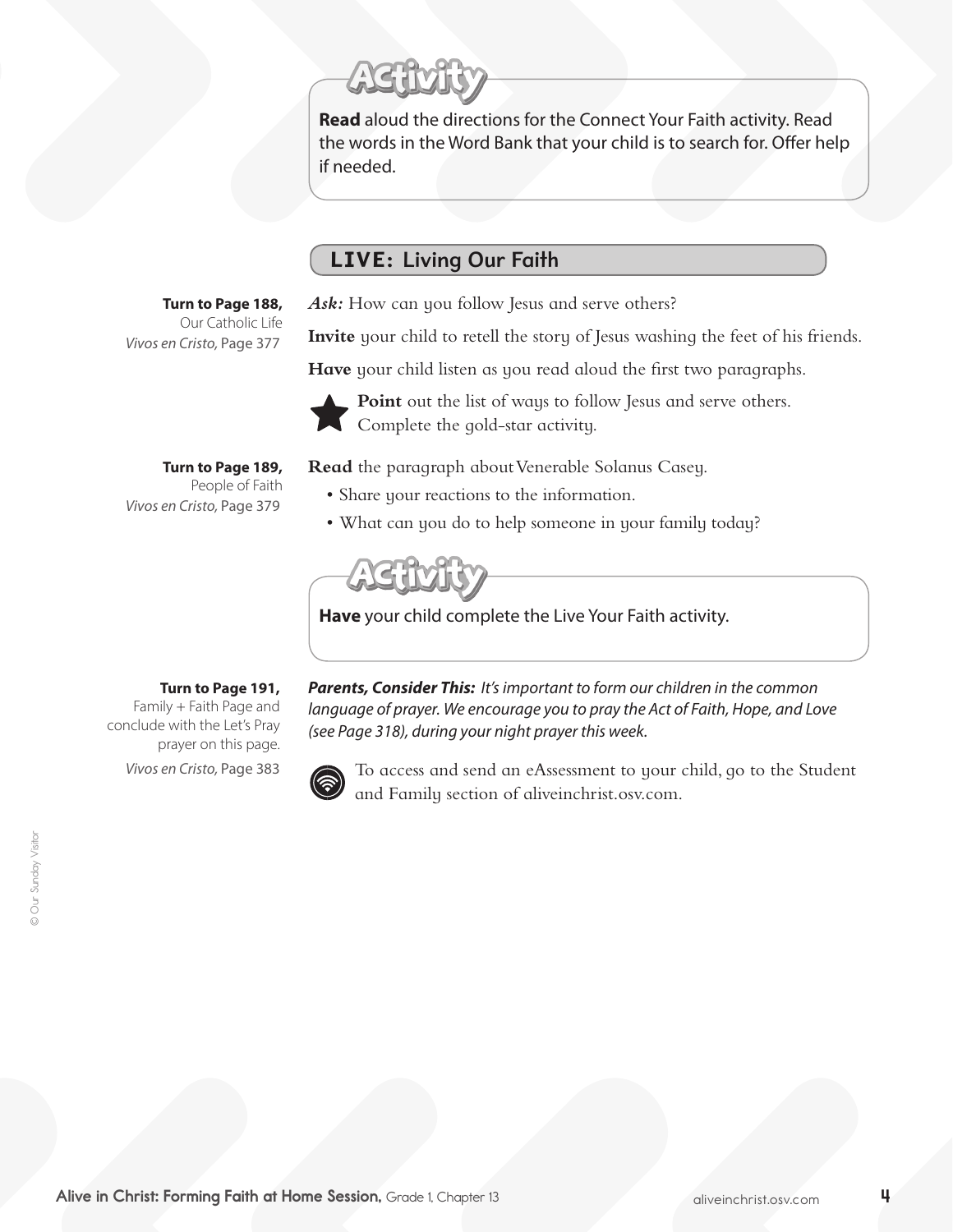**Activity**

**Read** aloud the directions for the Connect Your Faith activity. Read the words in the Word Bank that your child is to search for. Offer help if needed.

## LIVE: Living Our Faith

**Turn to Page 188,** Our Catholic Life *Vivos en Cristo,* Page 377

*Ask:* How can you follow Jesus and serve others?

**Invite** your child to retell the story of Jesus washing the feet of his friends.

**Have** your child listen as you read aloud the first two paragraphs.

★ **Point** out the list of ways to follow Jesus and serve others. Complete the gold-star activity.

**Turn to Page 189,** People of Faith *Vivos en Cristo,* Page 379

**Read** the paragraph about Venerable Solanus Casey.

- Share your reactions to the information.
- What can you do to help someone in your family today?

**Activity**

**Have** your child complete the Live Your Faith activity.

**Turn to Page 191,** Family + Faith Page and conclude with the Let's Pray prayer on this page. *Vivos en Cristo,* Page 383

***Parents, Consider This:*** *It's important to form our children in the common language of prayer. We encourage you to pray the Act of Faith, Hope, and Love (see Page 318), during your night prayer this week.*

To access and send an eAssessment to your child, go to the Student and Family section of aliveinchrist.osv.com.